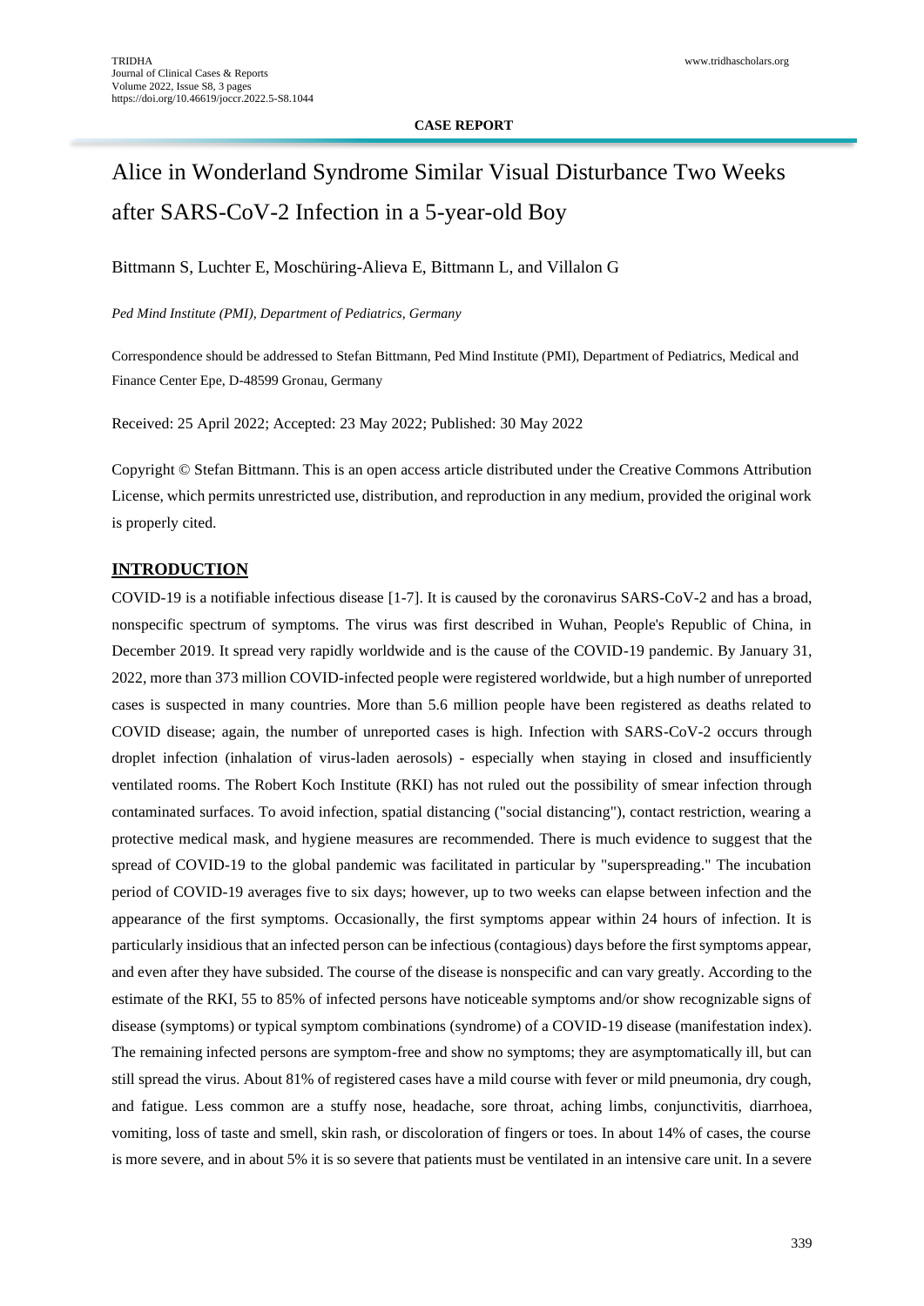**CASE REPORT**

# Alice in Wonderland Syndrome Similar Visual Disturbance Two Weeks after SARS-CoV-2 Infection in a 5-year-old Boy

Bittmann S, Luchter E, Moschüring-Alieva E, Bittmann L, and Villalon G

*Ped Mind Institute (PMI), Department of Pediatrics, Germany*

Correspondence should be addressed to Stefan Bittmann, Ped Mind Institute (PMI), Department of Pediatrics, Medical and Finance Center Epe, D-48599 Gronau, Germany

Received: 25 April 2022; Accepted: 23 May 2022; Published: 30 May 2022

Copyright © Stefan Bittmann. This is an open access article distributed under the Creative Commons Attribution License, which permits unrestricted use, distribution, and reproduction in any medium, provided the original work is properly cited.

## INTRODUCTION

COVID-19 is a notifiable infectious disease [1-7]. It is caused by the coronavirus SARS-CoV-2 and has a broad, nonspecific spectrum of symptoms. The virus was first described in Wuhan, People's Republic of China, in December 2019. It spread very rapidly worldwide and is the cause of the COVID-19 pandemic. By January 31, 2022, more than 373 million COVID-infected people were registered worldwide, but a high number of unreported cases is suspected in many countries. More than 5.6 million people have been registered as deaths related to COVID disease; again, the number of unreported cases is high. Infection with SARS-CoV-2 occurs through droplet infection (inhalation of virus-laden aerosols) - especially when staying in closed and insufficiently ventilated rooms. The Robert Koch Institute (RKI) has not ruled out the possibility of smear infection through contaminated surfaces. To avoid infection, spatial distancing ("social distancing"), contact restriction, wearing a protective medical mask, and hygiene measures are recommended. There is much evidence to suggest that the spread of COVID-19 to the global pandemic was facilitated in particular by "superspreading." The incubation period of COVID-19 averages five to six days; however, up to two weeks can elapse between infection and the appearance of the first symptoms. Occasionally, the first symptoms appear within 24 hours of infection. It is particularly insidious that an infected person can be infectious (contagious) days before the first symptoms appear, and even after they have subsided. The course of the disease is nonspecific and can vary greatly. According to the estimate of the RKI, 55 to 85% of infected persons have noticeable symptoms and/or show recognizable signs of disease (symptoms) or typical symptom combinations (syndrome) of a COVID-19 disease (manifestation index). The remaining infected persons are symptom-free and show no symptoms; they are asymptomatically ill, but can still spread the virus. About 81% of registered cases have a mild course with fever or mild pneumonia, dry cough, and fatigue. Less common are a stuffy nose, headache, sore throat, aching limbs, conjunctivitis, diarrhoea, vomiting, loss of taste and smell, skin rash, or discoloration of fingers or toes. In about 14% of cases, the course is more severe, and in about 5% it is so severe that patients must be ventilated in an intensive care unit. In a severe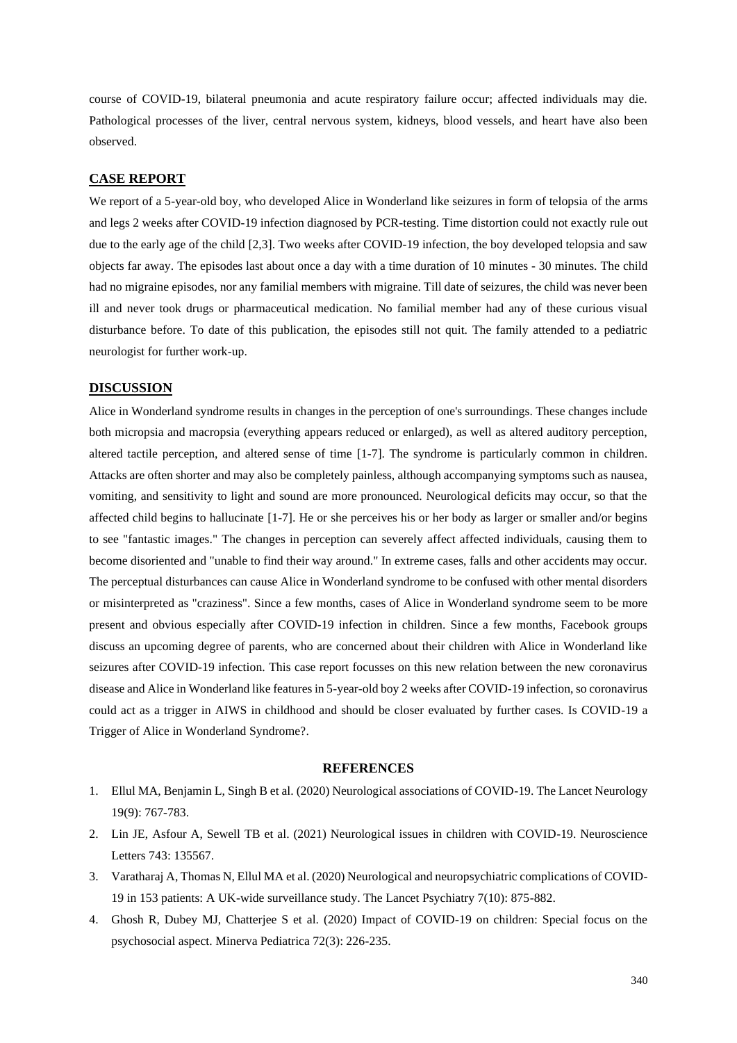course of COVID-19, bilateral pneumonia and acute respiratory failure occur; affected individuals may die. Pathological processes of the liver, central nervous system, kidneys, blood vessels, and heart have also been observed.

## CASE REPORT

We report of a 5-year-old boy, who developed Alice in Wonderland like seizures in form of telopsia of the arms and legs 2 weeks after COVID-19 infection diagnosed by PCR-testing. Time distortion could not exactly rule out due to the early age of the child [2,3]. Two weeks after COVID-19 infection, the boy developed telopsia and saw objects far away. The episodes last about once a day with a time duration of 10 minutes - 30 minutes. The child had no migraine episodes, nor any familial members with migraine. Till date of seizures, the child was never been ill and never took drugs or pharmaceutical medication. No familial member had any of these curious visual disturbance before. To date of this publication, the episodes still not quit. The family attended to a pediatric neurologist for further work-up.

## DISCUSSION

Alice in Wonderland syndrome results in changes in the perception of one's surroundings. These changes include both micropsia and macropsia (everything appears reduced or enlarged), as well as altered auditory perception, altered tactile perception, and altered sense of time [1-7]. The syndrome is particularly common in children. Attacks are often shorter and may also be completely painless, although accompanying symptoms such as nausea, vomiting, and sensitivity to light and sound are more pronounced. Neurological deficits may occur, so that the affected child begins to hallucinate [1-7]. He or she perceives his or her body as larger or smaller and/or begins to see "fantastic images." The changes in perception can severely affect affected individuals, causing them to become disoriented and "unable to find their way around." In extreme cases, falls and other accidents may occur. The perceptual disturbances can cause Alice in Wonderland syndrome to be confused with other mental disorders or misinterpreted as "craziness". Since a few months, cases of Alice in Wonderland syndrome seem to be more present and obvious especially after COVID-19 infection in children. Since a few months, Facebook groups discuss an upcoming degree of parents, who are concerned about their children with Alice in Wonderland like seizures after COVID-19 infection. This case report focusses on this new relation between the new coronavirus disease and Alice in Wonderland like features in 5-year-old boy 2 weeks after COVID-19 infection, so coronavirus could act as a trigger in AIWS in childhood and should be closer evaluated by further cases. Is COVID-19 a Trigger of Alice in Wonderland Syndrome?.

## REFERENCES

1. Ellul MA, Benjamin L, Singh B et al. (2020) Neurological associations of COVID-19. The Lancet Neurology 19(9): 767-783.
2. Lin JE, Asfour A, Sewell TB et al. (2021) Neurological issues in children with COVID-19. Neuroscience Letters 743: 135567.
3. Varatharaj A, Thomas N, Ellul MA et al. (2020) Neurological and neuropsychiatric complications of COVID-19 in 153 patients: A UK-wide surveillance study. The Lancet Psychiatry 7(10): 875-882.
4. Ghosh R, Dubey MJ, Chatterjee S et al. (2020) Impact of COVID-19 on children: Special focus on the psychosocial aspect. Minerva Pediatrica 72(3): 226-235.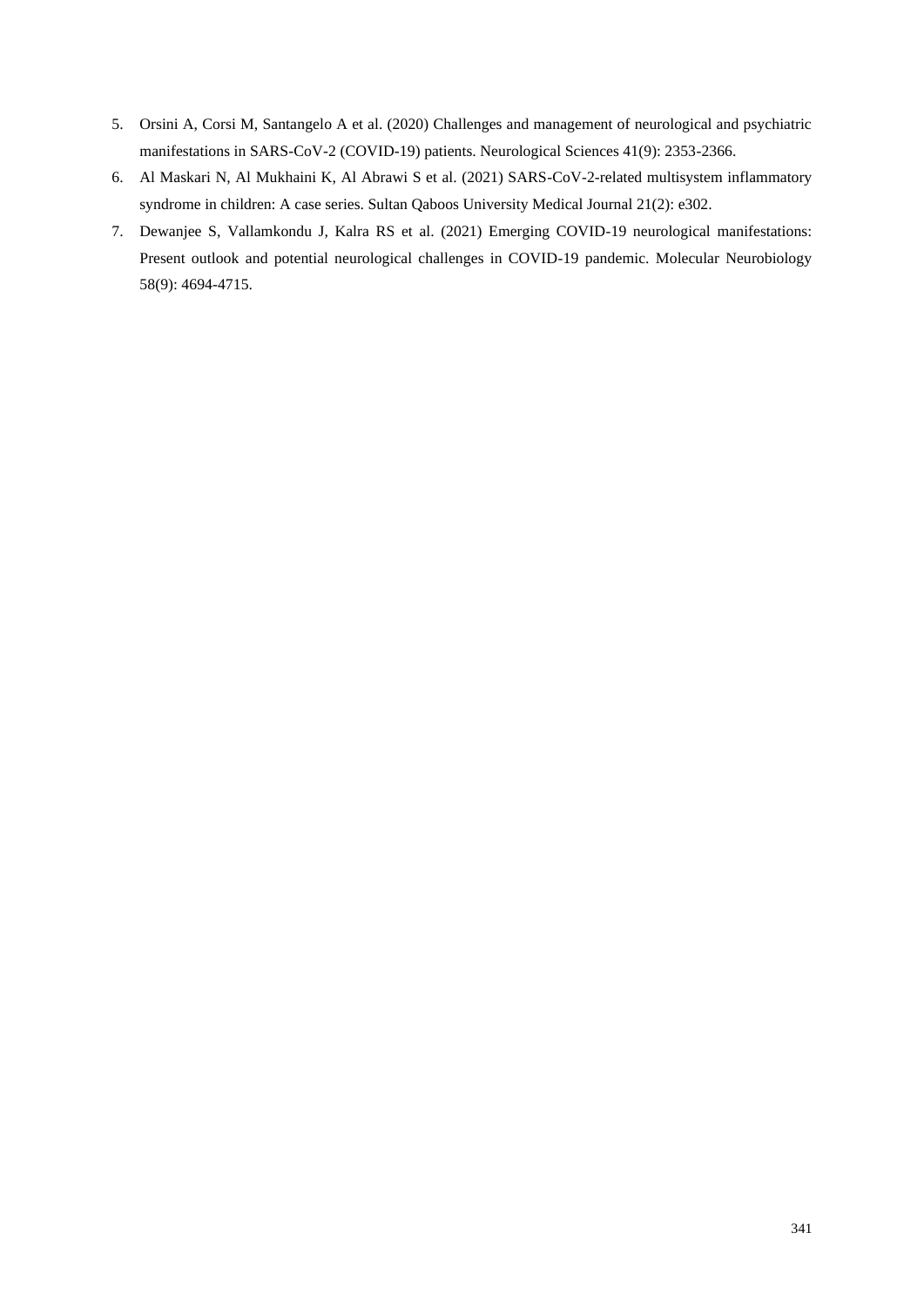5. Orsini A, Corsi M, Santangelo A et al. (2020) Challenges and management of neurological and psychiatric manifestations in SARS-CoV-2 (COVID-19) patients. Neurological Sciences 41(9): 2353-2366.
6. Al Maskari N, Al Mukhaini K, Al Abrawi S et al. (2021) SARS-CoV-2-related multisystem inflammatory syndrome in children: A case series. Sultan Qaboos University Medical Journal 21(2): e302.
7. Dewanjee S, Vallamkondu J, Kalra RS et al. (2021) Emerging COVID-19 neurological manifestations: Present outlook and potential neurological challenges in COVID-19 pandemic. Molecular Neurobiology 58(9): 4694-4715.